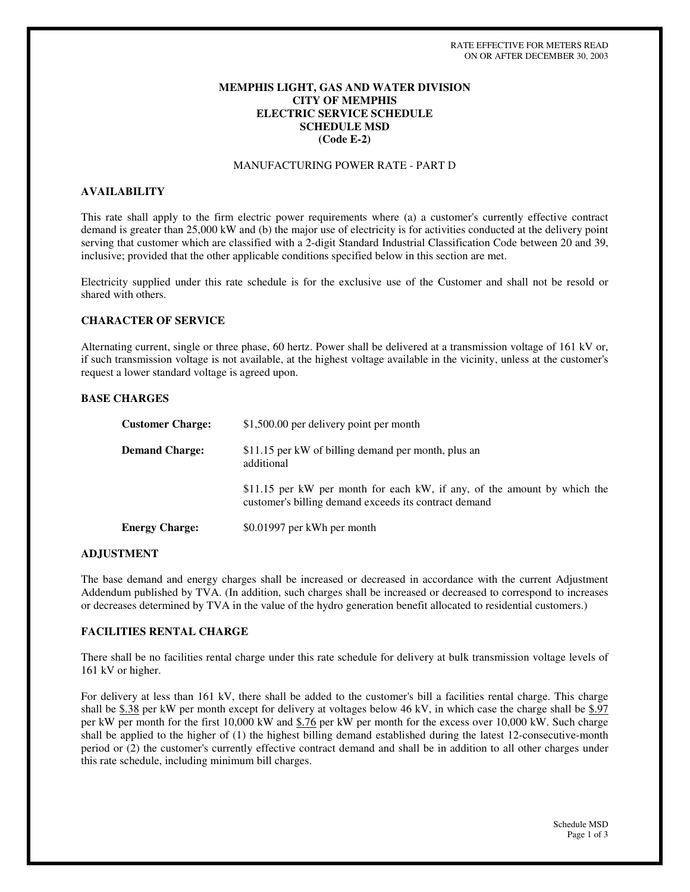RATE EFFECTIVE FOR METERS READ
ON OR AFTER DECEMBER 30, 2003

# MEMPHIS LIGHT, GAS AND WATER DIVISION
# CITY OF MEMPHIS
# ELECTRIC SERVICE SCHEDULE
# SCHEDULE MSD
# (Code E-2)

MANUFACTURING POWER RATE - PART D

## AVAILABILITY

This rate shall apply to the firm electric power requirements where (a) a customer's currently effective contract demand is greater than 25,000 kW and (b) the major use of electricity is for activities conducted at the delivery point serving that customer which are classified with a 2-digit Standard Industrial Classification Code between 20 and 39, inclusive; provided that the other applicable conditions specified below in this section are met.

Electricity supplied under this rate schedule is for the exclusive use of the Customer and shall not be resold or shared with others.

## CHARACTER OF SERVICE

Alternating current, single or three phase, 60 hertz. Power shall be delivered at a transmission voltage of 161 kV or, if such transmission voltage is not available, at the highest voltage available in the vicinity, unless at the customer's request a lower standard voltage is agreed upon.

## BASE CHARGES

**Customer Charge:** $1,500.00 per delivery point per month

**Demand Charge:** $11.15 per kW of billing demand per month, plus an additional

$11.15 per kW per month for each kW, if any, of the amount by which the customer's billing demand exceeds its contract demand

**Energy Charge:** $0.01997 per kWh per month

## ADJUSTMENT

The base demand and energy charges shall be increased or decreased in accordance with the current Adjustment Addendum published by TVA. (In addition, such charges shall be increased or decreased to correspond to increases or decreases determined by TVA in the value of the hydro generation benefit allocated to residential customers.)

## FACILITIES RENTAL CHARGE

There shall be no facilities rental charge under this rate schedule for delivery at bulk transmission voltage levels of 161 kV or higher.

For delivery at less than 161 kV, there shall be added to the customer's bill a facilities rental charge. This charge shall be $.38 per kW per month except for delivery at voltages below 46 kV, in which case the charge shall be $.97 per kW per month for the first 10,000 kW and $.76 per kW per month for the excess over 10,000 kW. Such charge shall be applied to the higher of (1) the highest billing demand established during the latest 12-consecutive-month period or (2) the customer's currently effective contract demand and shall be in addition to all other charges under this rate schedule, including minimum bill charges.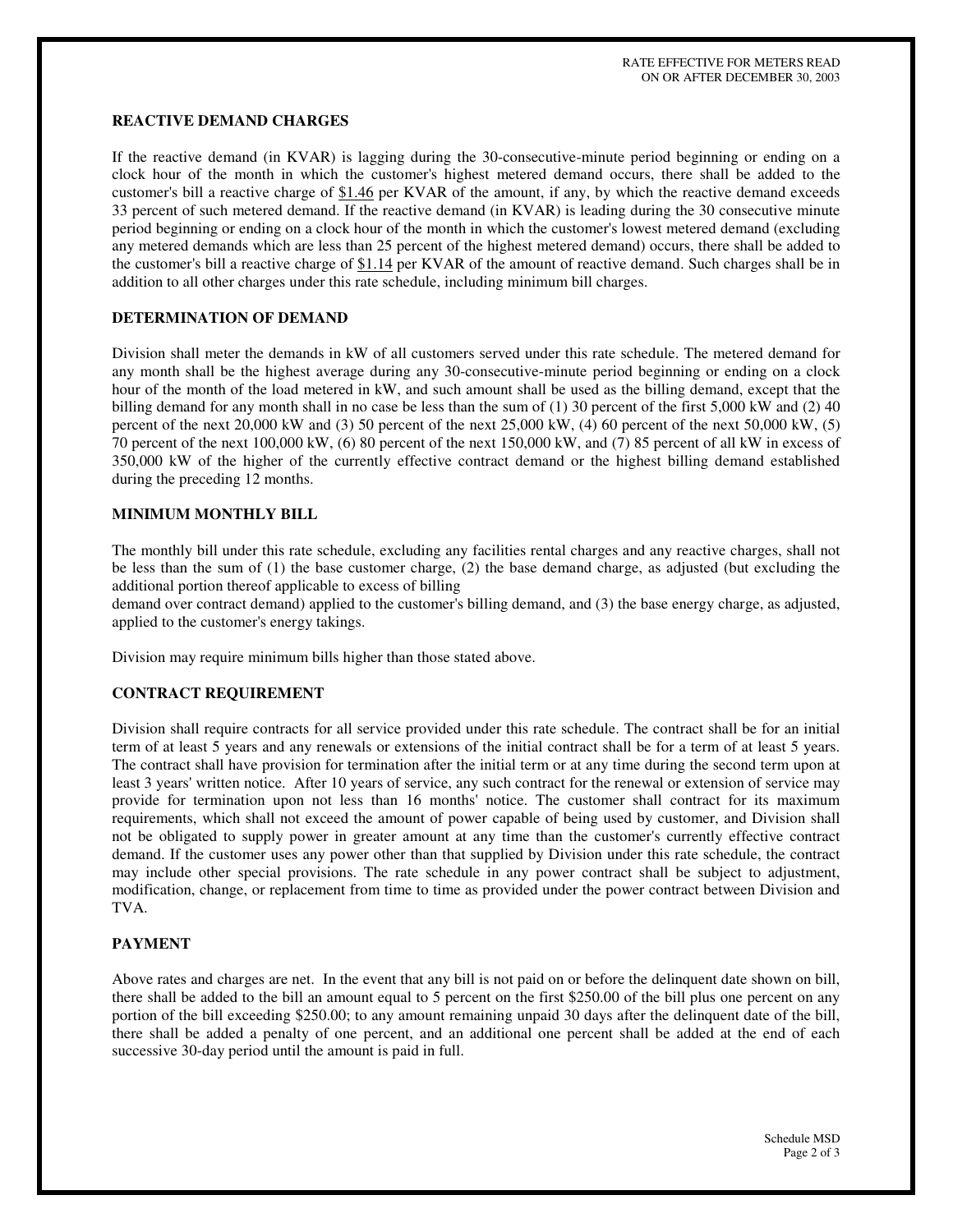## REACTIVE DEMAND CHARGES

If the reactive demand (in KVAR) is lagging during the 30-consecutive-minute period beginning or ending on a clock hour of the month in which the customer's highest metered demand occurs, there shall be added to the customer's bill a reactive charge of $1.46 per KVAR of the amount, if any, by which the reactive demand exceeds 33 percent of such metered demand. If the reactive demand (in KVAR) is leading during the 30 consecutive minute period beginning or ending on a clock hour of the month in which the customer's lowest metered demand (excluding any metered demands which are less than 25 percent of the highest metered demand) occurs, there shall be added to the customer's bill a reactive charge of $1.14 per KVAR of the amount of reactive demand. Such charges shall be in addition to all other charges under this rate schedule, including minimum bill charges.

## DETERMINATION OF DEMAND

Division shall meter the demands in kW of all customers served under this rate schedule. The metered demand for any month shall be the highest average during any 30-consecutive-minute period beginning or ending on a clock hour of the month of the load metered in kW, and such amount shall be used as the billing demand, except that the billing demand for any month shall in no case be less than the sum of (1) 30 percent of the first 5,000 kW and (2) 40 percent of the next 20,000 kW and (3) 50 percent of the next 25,000 kW, (4) 60 percent of the next 50,000 kW, (5) 70 percent of the next 100,000 kW, (6) 80 percent of the next 150,000 kW, and (7) 85 percent of all kW in excess of 350,000 kW of the higher of the currently effective contract demand or the highest billing demand established during the preceding 12 months.

## MINIMUM MONTHLY BILL

The monthly bill under this rate schedule, excluding any facilities rental charges and any reactive charges, shall not be less than the sum of (1) the base customer charge, (2) the base demand charge, as adjusted (but excluding the additional portion thereof applicable to excess of billing demand over contract demand) applied to the customer's billing demand, and (3) the base energy charge, as adjusted, applied to the customer's energy takings.

Division may require minimum bills higher than those stated above.

## CONTRACT REQUIREMENT

Division shall require contracts for all service provided under this rate schedule. The contract shall be for an initial term of at least 5 years and any renewals or extensions of the initial contract shall be for a term of at least 5 years. The contract shall have provision for termination after the initial term or at any time during the second term upon at least 3 years' written notice. After 10 years of service, any such contract for the renewal or extension of service may provide for termination upon not less than 16 months' notice. The customer shall contract for its maximum requirements, which shall not exceed the amount of power capable of being used by customer, and Division shall not be obligated to supply power in greater amount at any time than the customer's currently effective contract demand. If the customer uses any power other than that supplied by Division under this rate schedule, the contract may include other special provisions. The rate schedule in any power contract shall be subject to adjustment, modification, change, or replacement from time to time as provided under the power contract between Division and TVA.

## PAYMENT

Above rates and charges are net. In the event that any bill is not paid on or before the delinquent date shown on bill, there shall be added to the bill an amount equal to 5 percent on the first $250.00 of the bill plus one percent on any portion of the bill exceeding $250.00; to any amount remaining unpaid 30 days after the delinquent date of the bill, there shall be added a penalty of one percent, and an additional one percent shall be added at the end of each successive 30-day period until the amount is paid in full.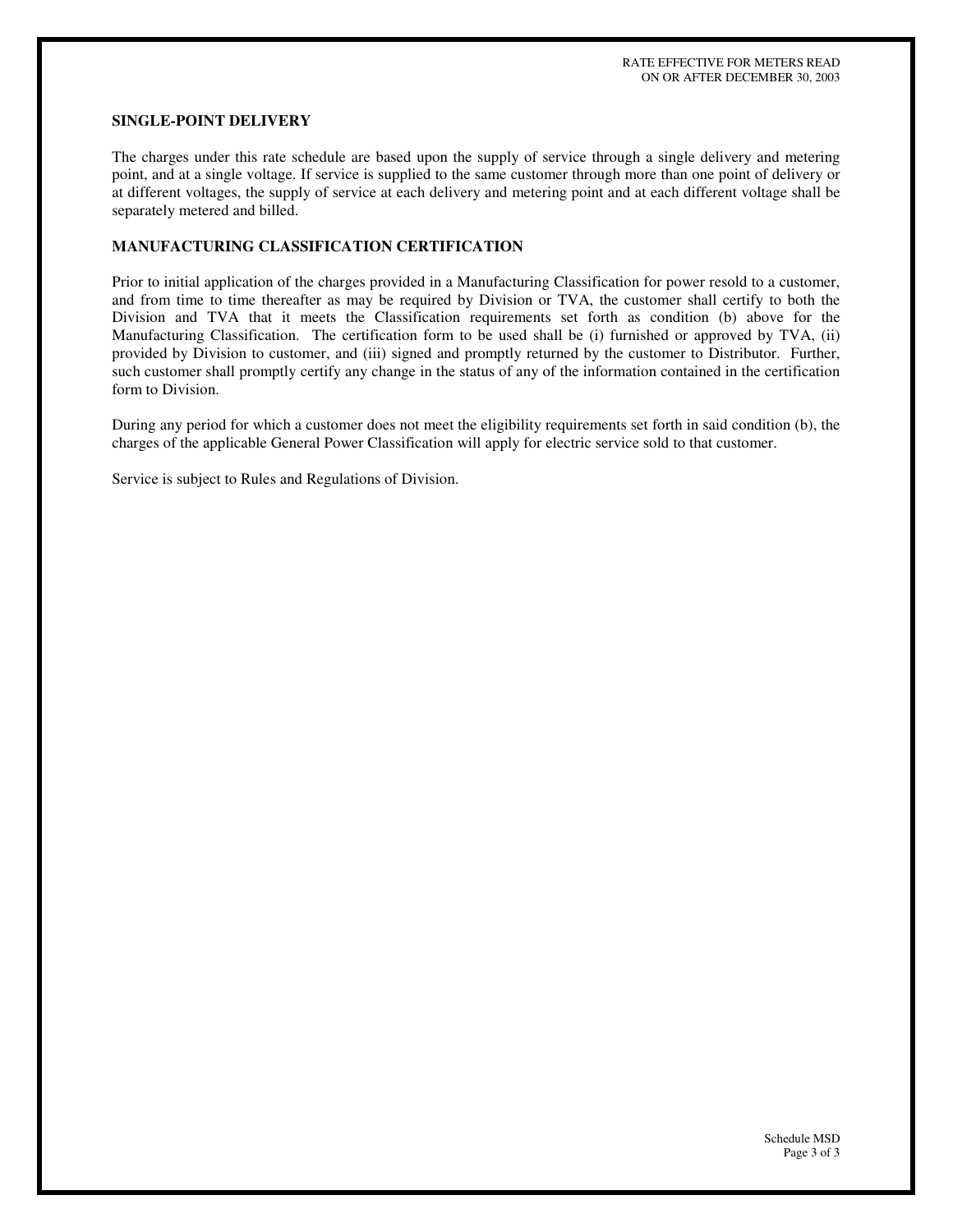RATE EFFECTIVE FOR METERS READ ON OR AFTER DECEMBER 30, 2003

## SINGLE-POINT DELIVERY

The charges under this rate schedule are based upon the supply of service through a single delivery and metering point, and at a single voltage. If service is supplied to the same customer through more than one point of delivery or at different voltages, the supply of service at each delivery and metering point and at each different voltage shall be separately metered and billed.

## MANUFACTURING CLASSIFICATION CERTIFICATION

Prior to initial application of the charges provided in a Manufacturing Classification for power resold to a customer, and from time to time thereafter as may be required by Division or TVA, the customer shall certify to both the Division and TVA that it meets the Classification requirements set forth as condition (b) above for the Manufacturing Classification. The certification form to be used shall be (i) furnished or approved by TVA, (ii) provided by Division to customer, and (iii) signed and promptly returned by the customer to Distributor. Further, such customer shall promptly certify any change in the status of any of the information contained in the certification form to Division.

During any period for which a customer does not meet the eligibility requirements set forth in said condition (b), the charges of the applicable General Power Classification will apply for electric service sold to that customer.

Service is subject to Rules and Regulations of Division.

Schedule MSD